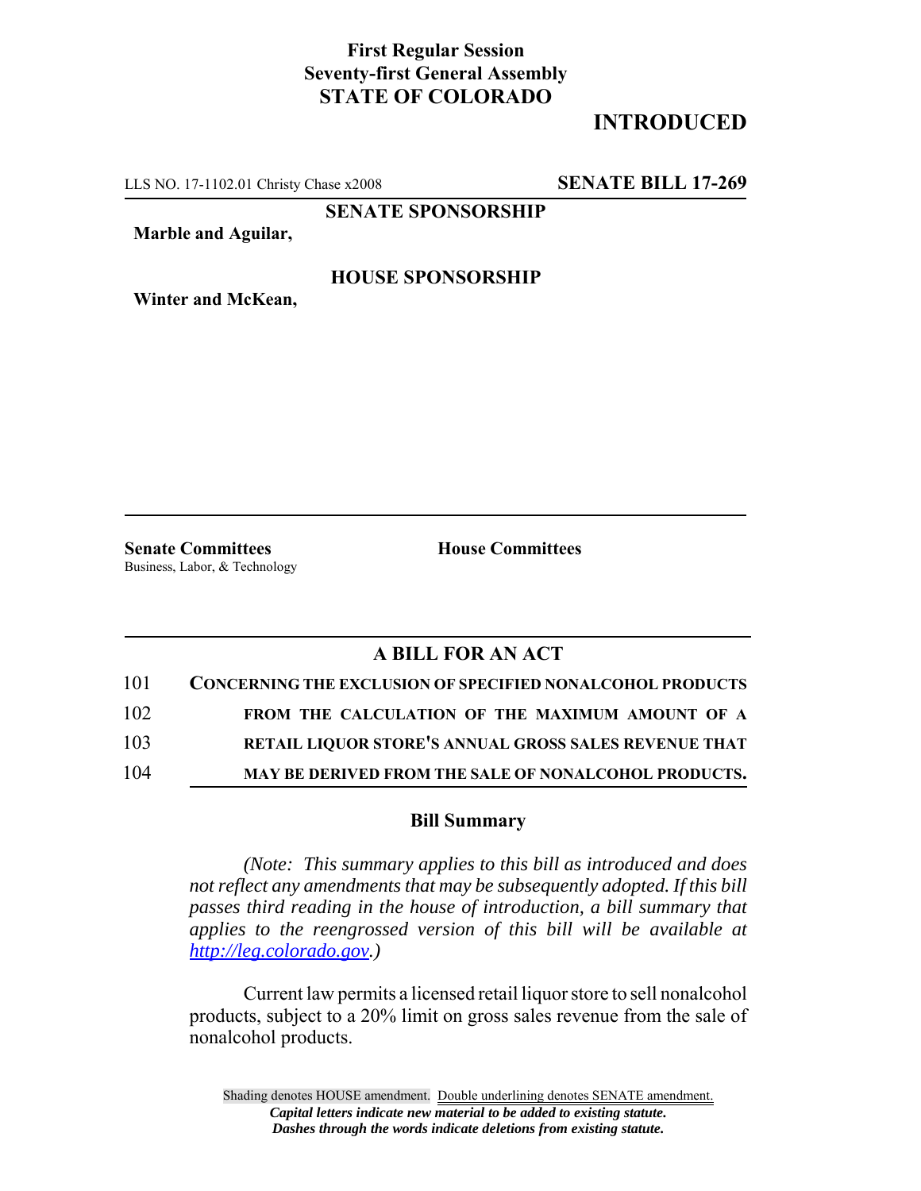**First Regular Session**
**Seventy-first General Assembly**
**STATE OF COLORADO**

# INTRODUCED

LLS NO. 17-1102.01 Christy Chase x2008 **SENATE BILL 17-269**

**SENATE SPONSORSHIP**

**Marble and Aguilar,**

**HOUSE SPONSORSHIP**

**Winter and McKean,**

**Senate Committees**
Business, Labor, & Technology

**House Committees**

## A BILL FOR AN ACT

101 **CONCERNING THE EXCLUSION OF SPECIFIED NONALCOHOL PRODUCTS**
102 **FROM THE CALCULATION OF THE MAXIMUM AMOUNT OF A**
103 **RETAIL LIQUOR STORE'S ANNUAL GROSS SALES REVENUE THAT**
104 **MAY BE DERIVED FROM THE SALE OF NONALCOHOL PRODUCTS.**

### Bill Summary

*(Note: This summary applies to this bill as introduced and does not reflect any amendments that may be subsequently adopted. If this bill passes third reading in the house of introduction, a bill summary that applies to the reengrossed version of this bill will be available at http://leg.colorado.gov.)*

Current law permits a licensed retail liquor store to sell nonalcohol products, subject to a 20% limit on gross sales revenue from the sale of nonalcohol products.

Shading denotes HOUSE amendment. Double underlining denotes SENATE amendment.
*Capital letters indicate new material to be added to existing statute.*
*Dashes through the words indicate deletions from existing statute.*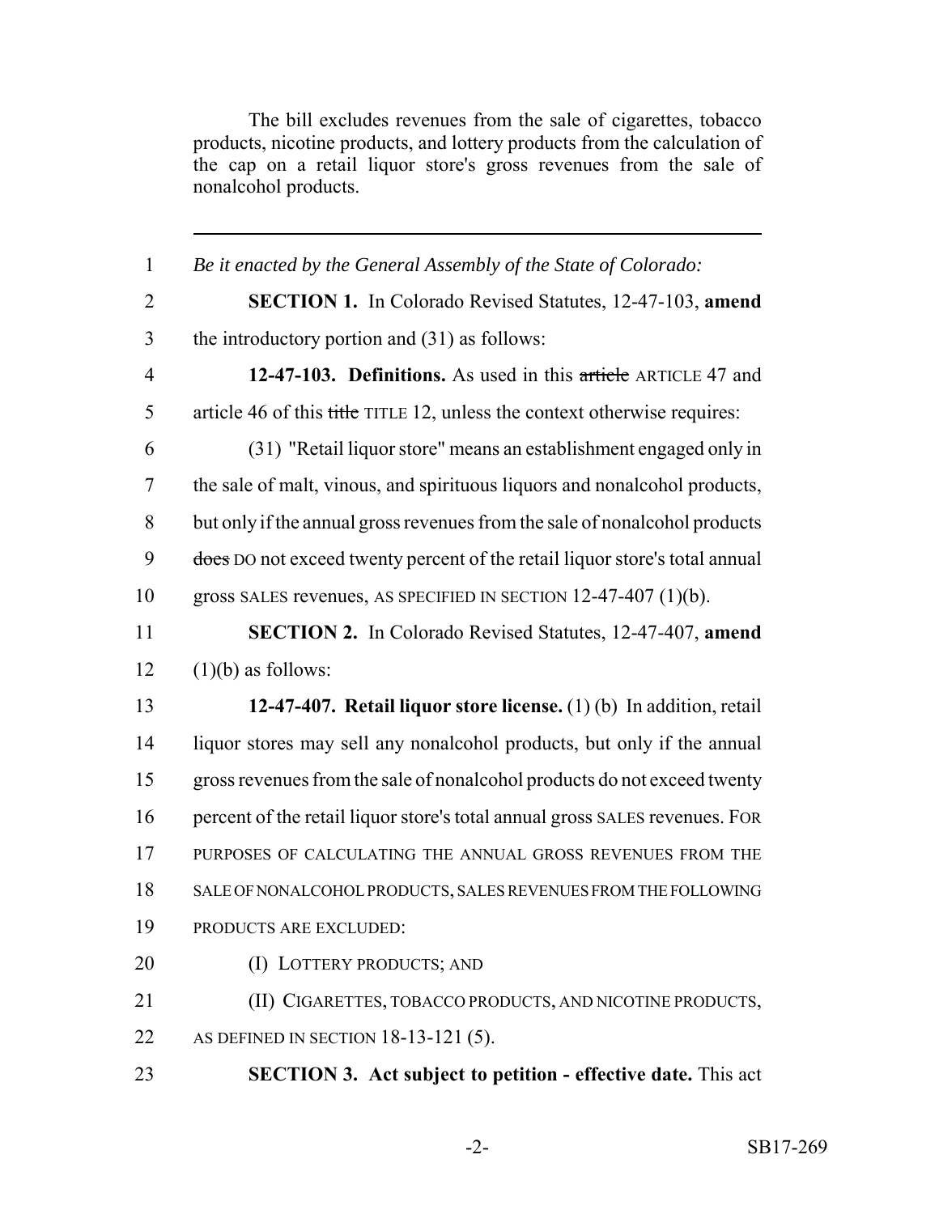The bill excludes revenues from the sale of cigarettes, tobacco products, nicotine products, and lottery products from the calculation of the cap on a retail liquor store's gross revenues from the sale of nonalcohol products.

---

1 *Be it enacted by the General Assembly of the State of Colorado:*

2 **SECTION 1.** In Colorado Revised Statutes, 12-47-103, **amend**
3 the introductory portion and (31) as follows:

4 **12-47-103. Definitions.** As used in this ~~article~~ ARTICLE 47 and
5 article 46 of this ~~title~~ TITLE 12, unless the context otherwise requires:

6 (31) "Retail liquor store" means an establishment engaged only in
7 the sale of malt, vinous, and spirituous liquors and nonalcohol products,
8 but only if the annual gross revenues from the sale of nonalcohol products
9 ~~does~~ DO not exceed twenty percent of the retail liquor store's total annual
10 gross SALES revenues, AS SPECIFIED IN SECTION 12-47-407 (1)(b).

11 **SECTION 2.** In Colorado Revised Statutes, 12-47-407, **amend**
12 (1)(b) as follows:

13 **12-47-407. Retail liquor store license.** (1) (b) In addition, retail
14 liquor stores may sell any nonalcohol products, but only if the annual
15 gross revenues from the sale of nonalcohol products do not exceed twenty
16 percent of the retail liquor store's total annual gross SALES revenues. FOR
17 PURPOSES OF CALCULATING THE ANNUAL GROSS REVENUES FROM THE
18 SALE OF NONALCOHOL PRODUCTS, SALES REVENUES FROM THE FOLLOWING
19 PRODUCTS ARE EXCLUDED:

20 (I) LOTTERY PRODUCTS; AND

21 (II) CIGARETTES, TOBACCO PRODUCTS, AND NICOTINE PRODUCTS,
22 AS DEFINED IN SECTION 18-13-121 (5).

23 **SECTION 3. Act subject to petition - effective date.** This act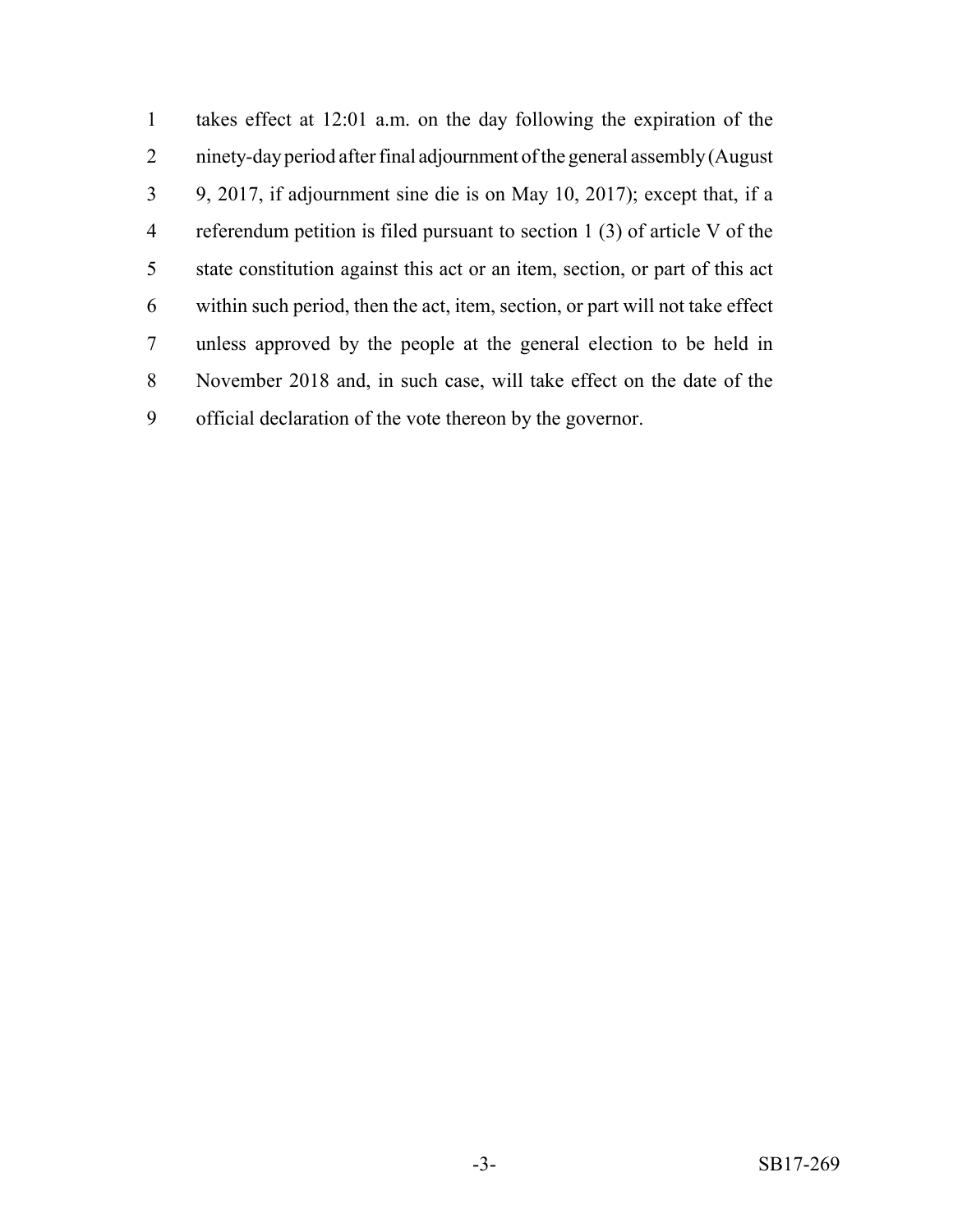takes effect at 12:01 a.m. on the day following the expiration of the ninety-day period after final adjournment of the general assembly (August 9, 2017, if adjournment sine die is on May 10, 2017); except that, if a referendum petition is filed pursuant to section 1 (3) of article V of the state constitution against this act or an item, section, or part of this act within such period, then the act, item, section, or part will not take effect unless approved by the people at the general election to be held in November 2018 and, in such case, will take effect on the date of the official declaration of the vote thereon by the governor.